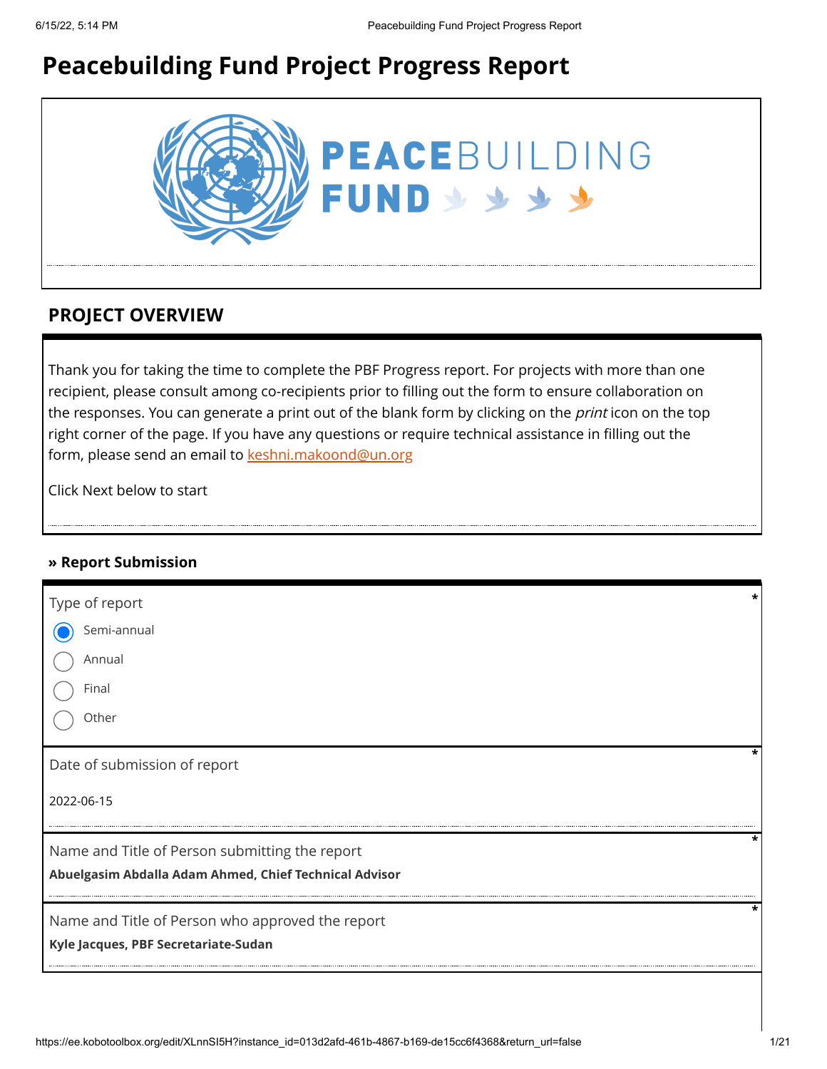# Peacebuilding Fund Project Progress Report

## PROJECT OVERVIEW

Thank you for taking the time to complete the PBF Progress report. For projects with more than one recipient, please consult among co-recipients prior to filling out the form to ensure collaboration on the responses. You can generate a print out of the blank form by clicking on the *print* icon on the top right corner of the page. If you have any questions or require technical assistance in filling out the form, please send an email to keshni.makoond@un.org

Click Next below to start

### » Report Submission

Type of report *

- (●) Semi-annual
- ( ) Annual
- ( ) Final
- ( ) Other

Date of submission of report *

2022-06-15

Name and Title of Person submitting the report *

**Abuelgasim Abdalla Adam Ahmed, Chief Technical Advisor**

Name and Title of Person who approved the report *

**Kyle Jacques, PBF Secretariate-Sudan**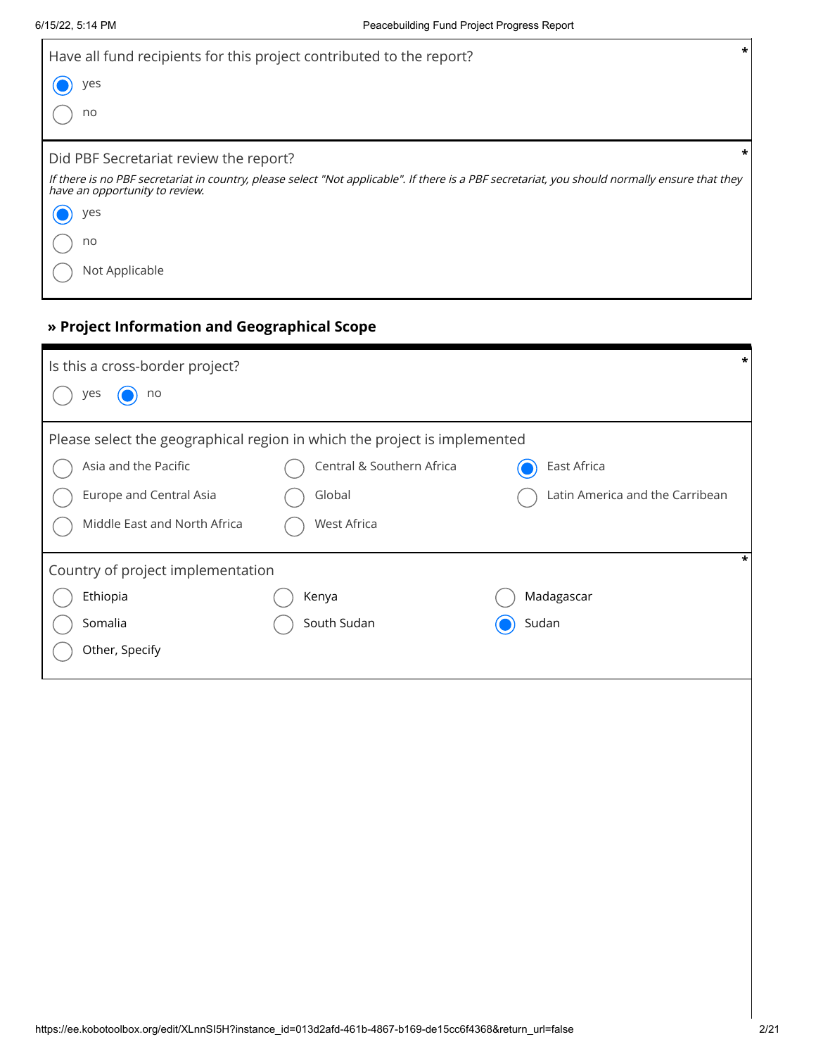Have all fund recipients for this project contributed to the report? *

- (x) yes
- ( ) no

Did PBF Secretariat review the report? *

*If there is no PBF secretariat in country, please select "Not applicable". If there is a PBF secretariat, you should normally ensure that they have an opportunity to review.*

- (x) yes
- ( ) no
- ( ) Not Applicable

## » Project Information and Geographical Scope

Is this a cross-border project? *

- ( ) yes
- (x) no

Please select the geographical region in which the project is implemented

- ( ) Asia and the Pacific
- ( ) Central & Southern Africa
- (x) East Africa
- ( ) Europe and Central Asia
- ( ) Global
- ( ) Latin America and the Carribean
- ( ) Middle East and North Africa
- ( ) West Africa

Country of project implementation *

- ( ) Ethiopia
- ( ) Kenya
- ( ) Madagascar
- ( ) Somalia
- ( ) South Sudan
- (x) Sudan
- ( ) Other, Specify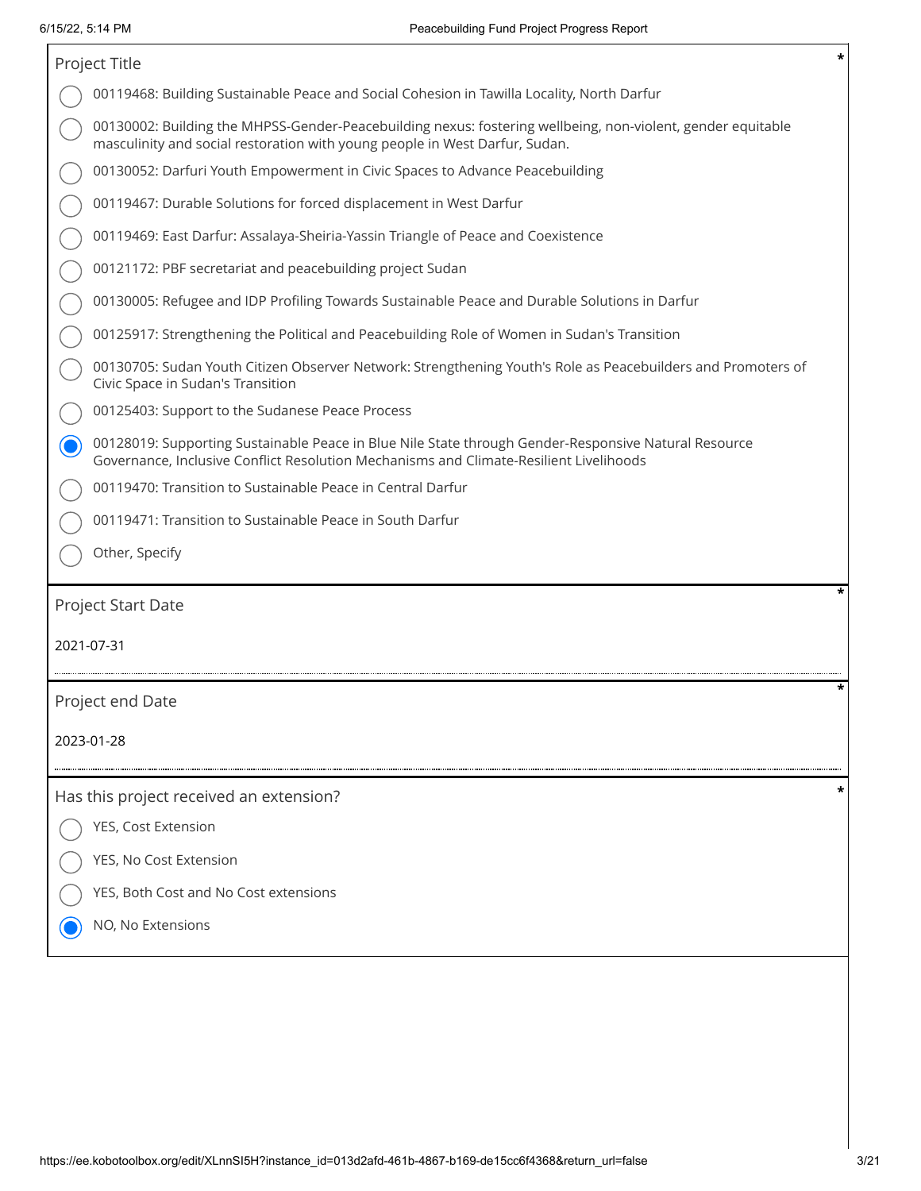**Project Title** *

- ( ) 00119468: Building Sustainable Peace and Social Cohesion in Tawilla Locality, North Darfur
- ( ) 00130002: Building the MHPSS-Gender-Peacebuilding nexus: fostering wellbeing, non-violent, gender equitable masculinity and social restoration with young people in West Darfur, Sudan.
- ( ) 00130052: Darfuri Youth Empowerment in Civic Spaces to Advance Peacebuilding
- ( ) 00119467: Durable Solutions for forced displacement in West Darfur
- ( ) 00119469: East Darfur: Assalaya-Sheiria-Yassin Triangle of Peace and Coexistence
- ( ) 00121172: PBF secretariat and peacebuilding project Sudan
- ( ) 00130005: Refugee and IDP Profiling Towards Sustainable Peace and Durable Solutions in Darfur
- ( ) 00125917: Strengthening the Political and Peacebuilding Role of Women in Sudan's Transition
- ( ) 00130705: Sudan Youth Citizen Observer Network: Strengthening Youth's Role as Peacebuilders and Promoters of Civic Space in Sudan's Transition
- ( ) 00125403: Support to the Sudanese Peace Process
- (x) 00128019: Supporting Sustainable Peace in Blue Nile State through Gender-Responsive Natural Resource Governance, Inclusive Conflict Resolution Mechanisms and Climate-Resilient Livelihoods
- ( ) 00119470: Transition to Sustainable Peace in Central Darfur
- ( ) 00119471: Transition to Sustainable Peace in South Darfur
- ( ) Other, Specify

**Project Start Date** *

2021-07-31

**Project end Date** *

2023-01-28

**Has this project received an extension?** *

- ( ) YES, Cost Extension
- ( ) YES, No Cost Extension
- ( ) YES, Both Cost and No Cost extensions
- (x) NO, No Extensions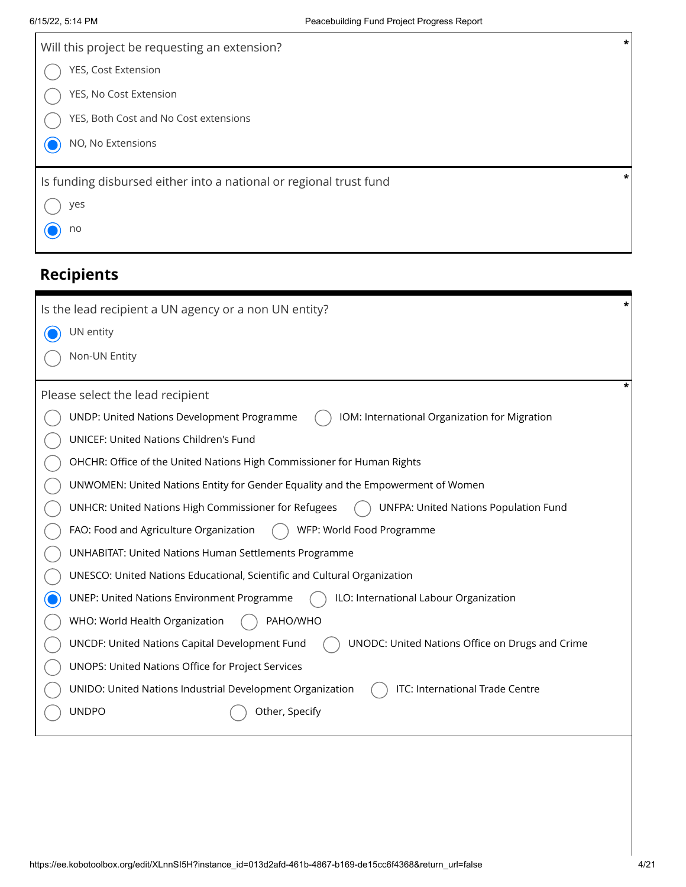Will this project be requesting an extension? *

- ( ) YES, Cost Extension
- ( ) YES, No Cost Extension
- ( ) YES, Both Cost and No Cost extensions
- (•) NO, No Extensions

Is funding disbursed either into a national or regional trust fund *

- ( ) yes
- (•) no

## Recipients

Is the lead recipient a UN agency or a non UN entity? *

- (•) UN entity
- ( ) Non-UN Entity

Please select the lead recipient *

- ( ) UNDP: United Nations Development Programme
- ( ) IOM: International Organization for Migration
- ( ) UNICEF: United Nations Children's Fund
- ( ) OHCHR: Office of the United Nations High Commissioner for Human Rights
- ( ) UNWOMEN: United Nations Entity for Gender Equality and the Empowerment of Women
- ( ) UNHCR: United Nations High Commissioner for Refugees
- ( ) UNFPA: United Nations Population Fund
- ( ) FAO: Food and Agriculture Organization
- ( ) WFP: World Food Programme
- ( ) UNHABITAT: United Nations Human Settlements Programme
- ( ) UNESCO: United Nations Educational, Scientific and Cultural Organization
- (•) UNEP: United Nations Environment Programme
- ( ) ILO: International Labour Organization
- ( ) WHO: World Health Organization
- ( ) PAHO/WHO
- ( ) UNCDF: United Nations Capital Development Fund
- ( ) UNODC: United Nations Office on Drugs and Crime
- ( ) UNOPS: United Nations Office for Project Services
- ( ) UNIDO: United Nations Industrial Development Organization
- ( ) ITC: International Trade Centre
- ( ) UNDPO
- ( ) Other, Specify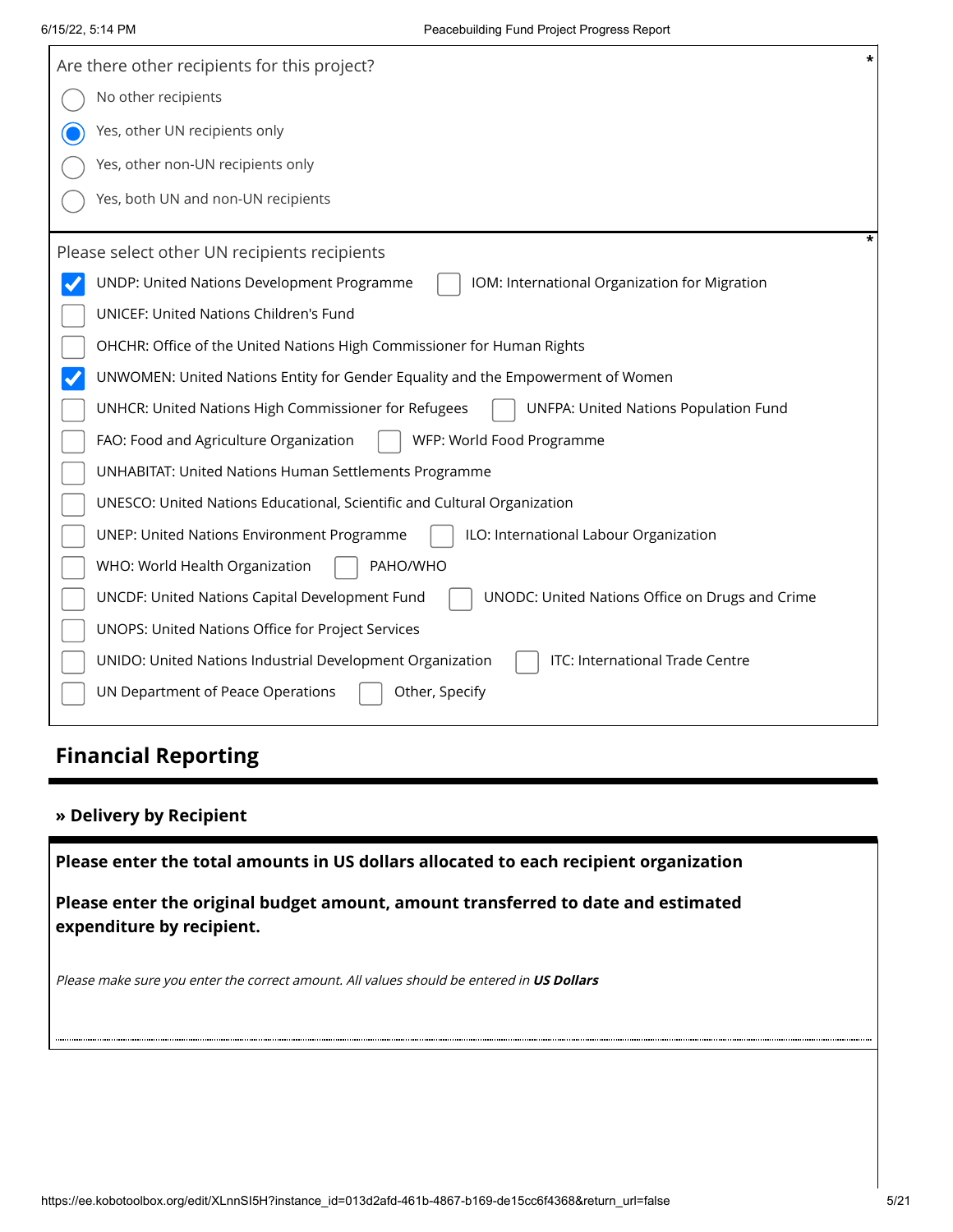Are there other recipients for this project? *

- ( ) No other recipients
- (x) Yes, other UN recipients only
- ( ) Yes, other non-UN recipients only
- ( ) Yes, both UN and non-UN recipients

Please select other UN recipients recipients *

- [x] UNDP: United Nations Development Programme
- [ ] IOM: International Organization for Migration
- [ ] UNICEF: United Nations Children's Fund
- [ ] OHCHR: Office of the United Nations High Commissioner for Human Rights
- [x] UNWOMEN: United Nations Entity for Gender Equality and the Empowerment of Women
- [ ] UNHCR: United Nations High Commissioner for Refugees
- [ ] UNFPA: United Nations Population Fund
- [ ] FAO: Food and Agriculture Organization
- [ ] WFP: World Food Programme
- [ ] UNHABITAT: United Nations Human Settlements Programme
- [ ] UNESCO: United Nations Educational, Scientific and Cultural Organization
- [ ] UNEP: United Nations Environment Programme
- [ ] ILO: International Labour Organization
- [ ] WHO: World Health Organization
- [ ] PAHO/WHO
- [ ] UNCDF: United Nations Capital Development Fund
- [ ] UNODC: United Nations Office on Drugs and Crime
- [ ] UNOPS: United Nations Office for Project Services
- [ ] UNIDO: United Nations Industrial Development Organization
- [ ] ITC: International Trade Centre
- [ ] UN Department of Peace Operations
- [ ] Other, Specify

## Financial Reporting

### » Delivery by Recipient

**Please enter the total amounts in US dollars allocated to each recipient organization**

**Please enter the original budget amount, amount transferred to date and estimated expenditure by recipient.**

*Please make sure you enter the correct amount. All values should be entered in* ***US Dollars***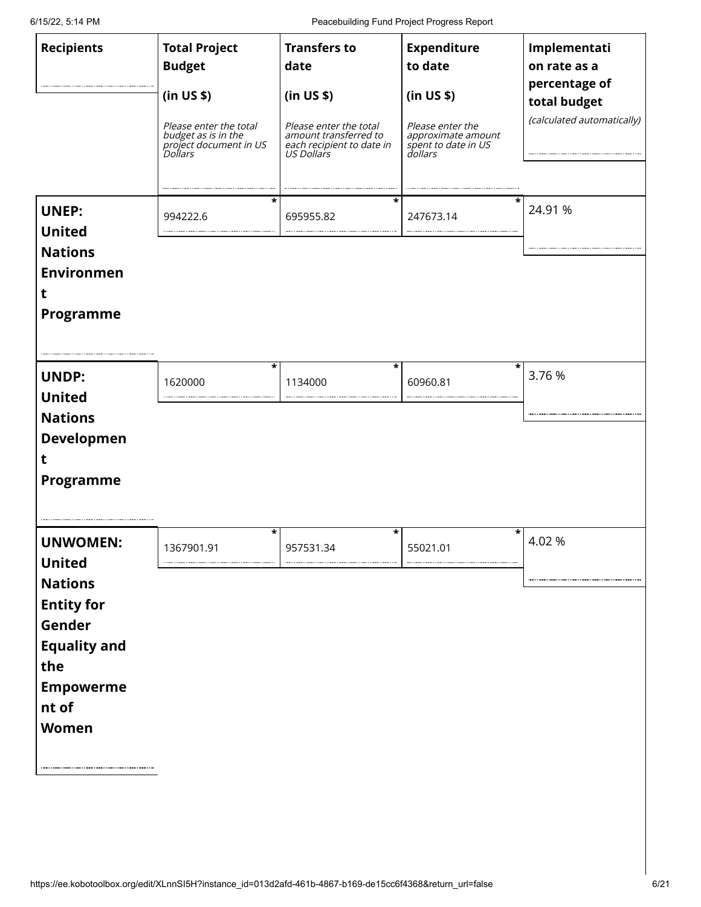| Recipients | Total Project Budget (in US $) *Please enter the total budget as is in the project document in US Dollars* | Transfers to date (in US $) *Please enter the total amount transferred to each recipient to date in US Dollars* | Expenditure to date (in US $) *Please enter the approximate amount spent to date in US dollars* | Implementation rate as a percentage of total budget *(calculated automatically)* |
|---|---|---|---|---|
| **UNEP: United Nations Environment Programme** | 994222.6 * | 695955.82 * | 247673.14 * | 24.91 % |
| **UNDP: United Nations Development Programme** | 1620000 * | 1134000 * | 60960.81 * | 3.76 % |
| **UNWOMEN: United Nations Entity for Gender Equality and the Empowerment of Women** | 1367901.91 * | 957531.34 * | 55021.01 * | 4.02 % |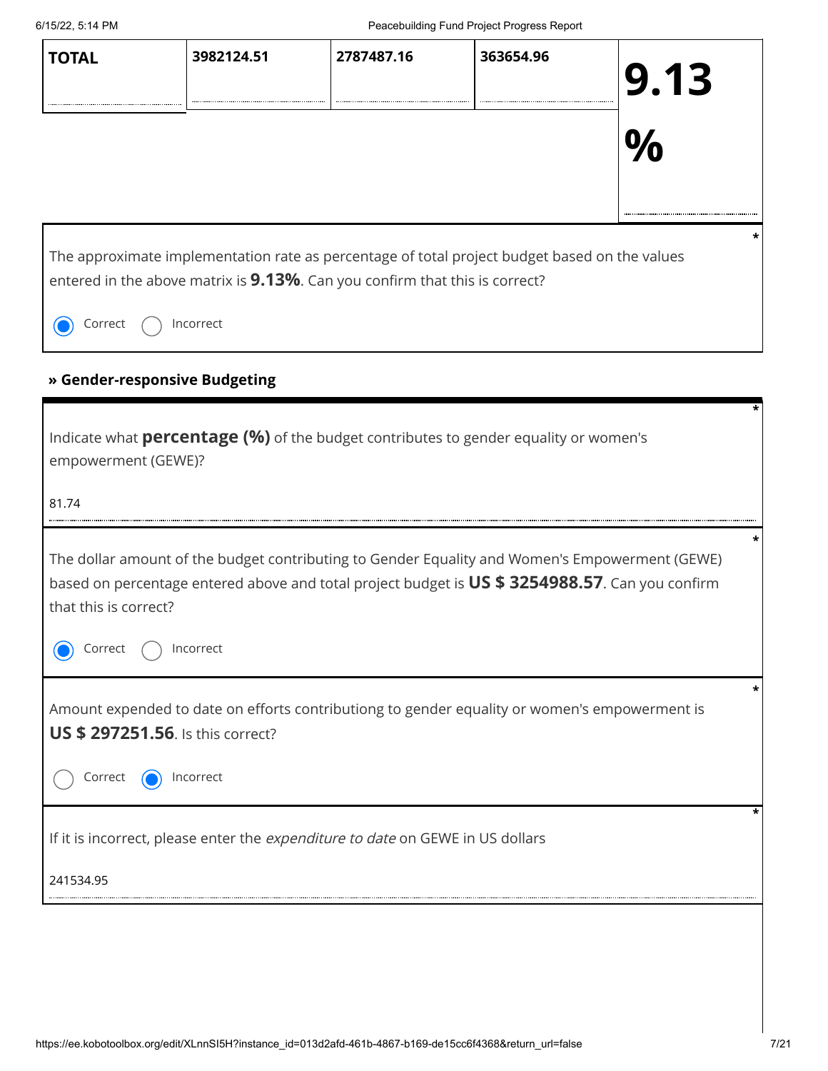| TOTAL | 3982124.51 | 2787487.16 | 363654.96 | 9.13 % |
|---|---|---|---|---|

The approximate implementation rate as percentage of total project budget based on the values entered in the above matrix is **9.13%**. Can you confirm that this is correct? *

- (x) Correct
- ( ) Incorrect

**» Gender-responsive Budgeting**

Indicate what **percentage (%)** of the budget contributes to gender equality or women's empowerment (GEWE)? *

81.74

The dollar amount of the budget contributing to Gender Equality and Women's Empowerment (GEWE) based on percentage entered above and total project budget is **US $ 3254988.57**. Can you confirm that this is correct? *

- (x) Correct
- ( ) Incorrect

Amount expended to date on efforts contributiong to gender equality or women's empowerment is **US $ 297251.56**. Is this correct? *

- ( ) Correct
- (x) Incorrect

If it is incorrect, please enter the *expenditure to date* on GEWE in US dollars *

241534.95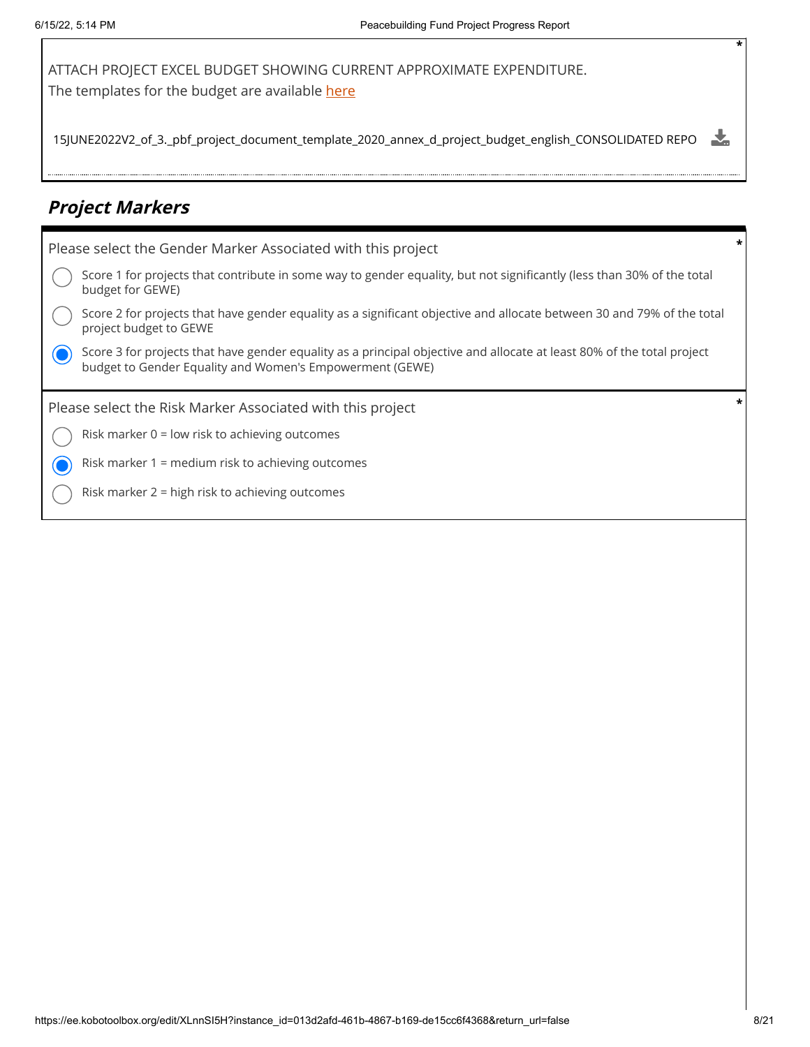ATTACH PROJECT EXCEL BUDGET SHOWING CURRENT APPROXIMATE EXPENDITURE.
The templates for the budget are available here *

15JUNE2022V2_of_3._pbf_project_document_template_2020_annex_d_project_budget_english_CONSOLIDATED REPO

## Project Markers

Please select the Gender Marker Associated with this project *

- ○ Score 1 for projects that contribute in some way to gender equality, but not significantly (less than 30% of the total budget for GEWE)
- ○ Score 2 for projects that have gender equality as a significant objective and allocate between 30 and 79% of the total project budget to GEWE
- ◉ Score 3 for projects that have gender equality as a principal objective and allocate at least 80% of the total project budget to Gender Equality and Women's Empowerment (GEWE)

Please select the Risk Marker Associated with this project *

- ○ Risk marker 0 = low risk to achieving outcomes
- ◉ Risk marker 1 = medium risk to achieving outcomes
- ○ Risk marker 2 = high risk to achieving outcomes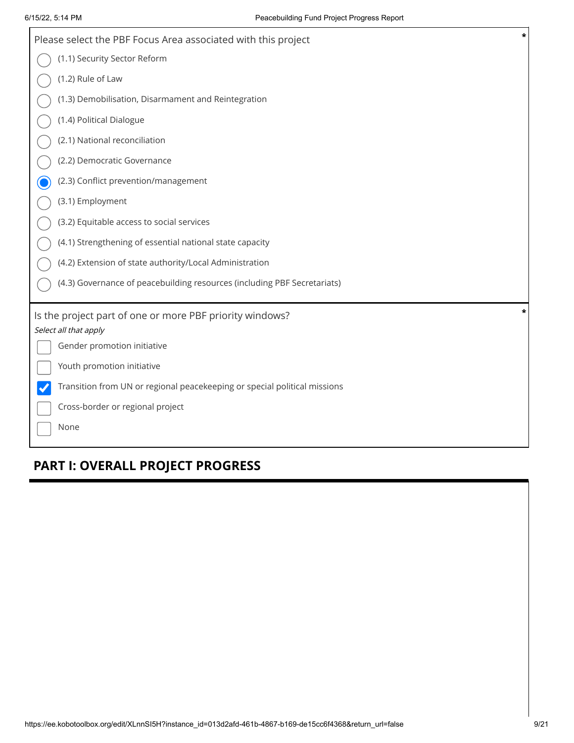Please select the PBF Focus Area associated with this project *

- ( ) (1.1) Security Sector Reform
- ( ) (1.2) Rule of Law
- ( ) (1.3) Demobilisation, Disarmament and Reintegration
- ( ) (1.4) Political Dialogue
- ( ) (2.1) National reconciliation
- ( ) (2.2) Democratic Governance
- (x) (2.3) Conflict prevention/management
- ( ) (3.1) Employment
- ( ) (3.2) Equitable access to social services
- ( ) (4.1) Strengthening of essential national state capacity
- ( ) (4.2) Extension of state authority/Local Administration
- ( ) (4.3) Governance of peacebuilding resources (including PBF Secretariats)

Is the project part of one or more PBF priority windows? *

*Select all that apply*

- [ ] Gender promotion initiative
- [ ] Youth promotion initiative
- [x] Transition from UN or regional peacekeeping or special political missions
- [ ] Cross-border or regional project
- [ ] None

## PART I: OVERALL PROJECT PROGRESS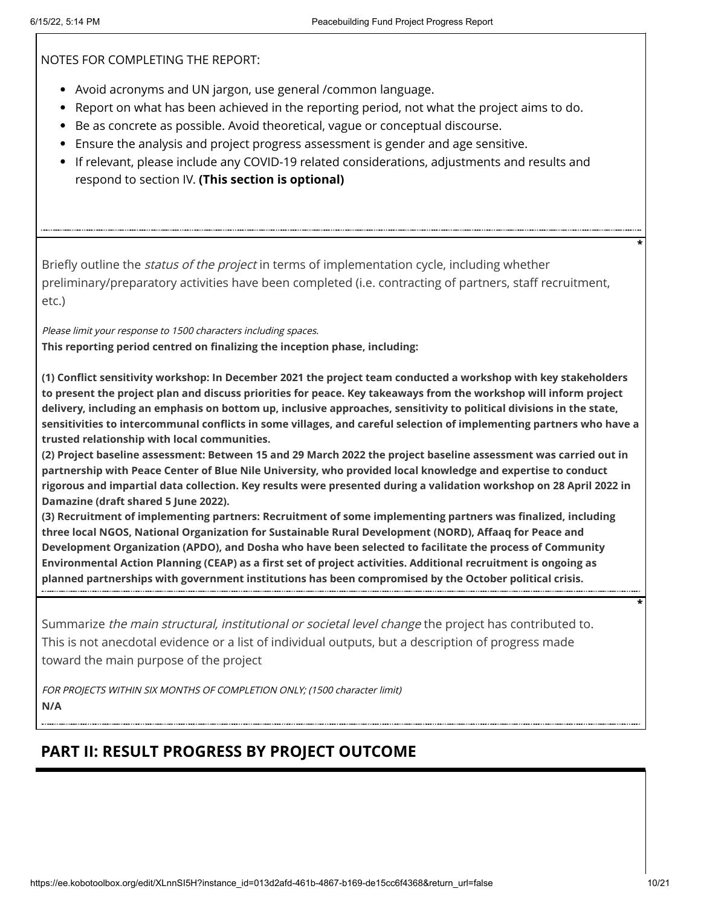NOTES FOR COMPLETING THE REPORT:

- Avoid acronyms and UN jargon, use general /common language.
- Report on what has been achieved in the reporting period, not what the project aims to do.
- Be as concrete as possible. Avoid theoretical, vague or conceptual discourse.
- Ensure the analysis and project progress assessment is gender and age sensitive.
- If relevant, please include any COVID-19 related considerations, adjustments and results and respond to section IV. **(This section is optional)**

---

*

Briefly outline the *status of the project* in terms of implementation cycle, including whether preliminary/preparatory activities have been completed (i.e. contracting of partners, staff recruitment, etc.)

*Please limit your response to 1500 characters including spaces.*

**This reporting period centred on finalizing the inception phase, including:**

**(1) Conflict sensitivity workshop: In December 2021 the project team conducted a workshop with key stakeholders to present the project plan and discuss priorities for peace. Key takeaways from the workshop will inform project delivery, including an emphasis on bottom up, inclusive approaches, sensitivity to political divisions in the state, sensitivities to intercommunal conflicts in some villages, and careful selection of implementing partners who have a trusted relationship with local communities.**
**(2) Project baseline assessment: Between 15 and 29 March 2022 the project baseline assessment was carried out in partnership with Peace Center of Blue Nile University, who provided local knowledge and expertise to conduct rigorous and impartial data collection. Key results were presented during a validation workshop on 28 April 2022 in Damazine (draft shared 5 June 2022).**
**(3) Recruitment of implementing partners: Recruitment of some implementing partners was finalized, including three local NGOS, National Organization for Sustainable Rural Development (NORD), Affaaq for Peace and Development Organization (APDO), and Dosha who have been selected to facilitate the process of Community Environmental Action Planning (CEAP) as a first set of project activities. Additional recruitment is ongoing as planned partnerships with government institutions has been compromised by the October political crisis.**

---

*

Summarize *the main structural, institutional or societal level change* the project has contributed to. This is not anecdotal evidence or a list of individual outputs, but a description of progress made toward the main purpose of the project

*FOR PROJECTS WITHIN SIX MONTHS OF COMPLETION ONLY; (1500 character limit)*

**N/A**

## PART II: RESULT PROGRESS BY PROJECT OUTCOME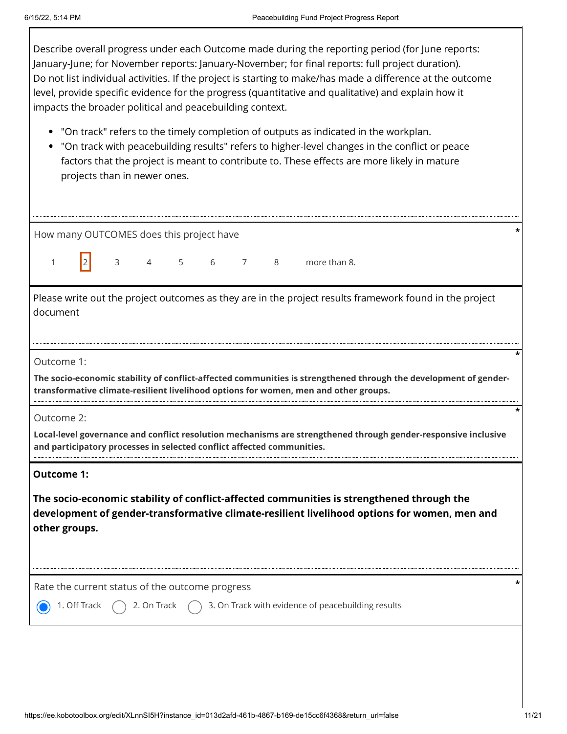Describe overall progress under each Outcome made during the reporting period (for June reports: January-June; for November reports: January-November; for final reports: full project duration). Do not list individual activities. If the project is starting to make/has made a difference at the outcome level, provide specific evidence for the progress (quantitative and qualitative) and explain how it impacts the broader political and peacebuilding context.

- "On track" refers to the timely completion of outputs as indicated in the workplan.
- "On track with peacebuilding results" refers to higher-level changes in the conflict or peace factors that the project is meant to contribute to. These effects are more likely in mature projects than in newer ones.

How many OUTCOMES does this project have *

1 &nbsp; **[2]** &nbsp; 3 &nbsp; 4 &nbsp; 5 &nbsp; 6 &nbsp; 7 &nbsp; 8 &nbsp; more than 8.

Please write out the project outcomes as they are in the project results framework found in the project document

Outcome 1: *

**The socio-economic stability of conflict-affected communities is strengthened through the development of gender-transformative climate-resilient livelihood options for women, men and other groups.**

Outcome 2: *

**Local-level governance and conflict resolution mechanisms are strengthened through gender-responsive inclusive and participatory processes in selected conflict affected communities.**

**Outcome 1:**

**The socio-economic stability of conflict-affected communities is strengthened through the development of gender-transformative climate-resilient livelihood options for women, men and other groups.**

Rate the current status of the outcome progress *

- (●) 1. Off Track
- ( ) 2. On Track
- ( ) 3. On Track with evidence of peacebuilding results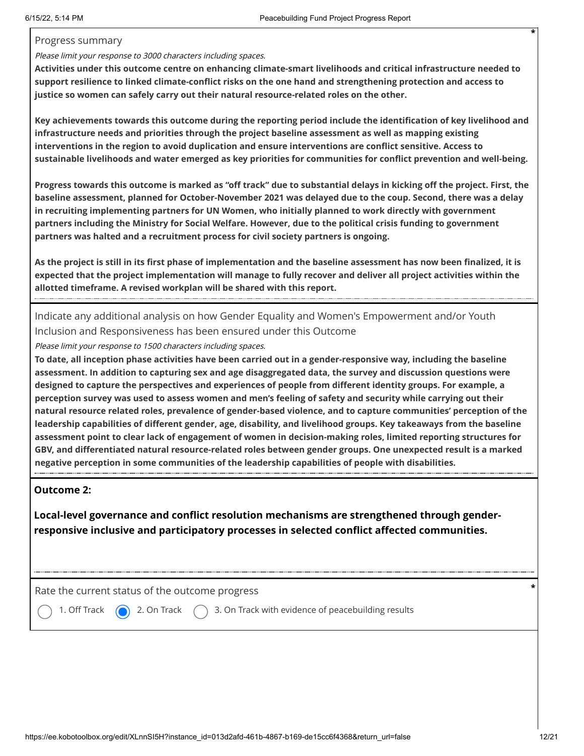Progress summary

*Please limit your response to 3000 characters including spaces.*

**Activities under this outcome centre on enhancing climate-smart livelihoods and critical infrastructure needed to support resilience to linked climate-conflict risks on the one hand and strengthening protection and access to justice so women can safely carry out their natural resource-related roles on the other.**

**Key achievements towards this outcome during the reporting period include the identification of key livelihood and infrastructure needs and priorities through the project baseline assessment as well as mapping existing interventions in the region to avoid duplication and ensure interventions are conflict sensitive. Access to sustainable livelihoods and water emerged as key priorities for communities for conflict prevention and well-being.**

**Progress towards this outcome is marked as "off track" due to substantial delays in kicking off the project. First, the baseline assessment, planned for October-November 2021 was delayed due to the coup. Second, there was a delay in recruiting implementing partners for UN Women, who initially planned to work directly with government partners including the Ministry for Social Welfare. However, due to the political crisis funding to government partners was halted and a recruitment process for civil society partners is ongoing.**

**As the project is still in its first phase of implementation and the baseline assessment has now been finalized, it is expected that the project implementation will manage to fully recover and deliver all project activities within the allotted timeframe. A revised workplan will be shared with this report.**

Indicate any additional analysis on how Gender Equality and Women's Empowerment and/or Youth Inclusion and Responsiveness has been ensured under this Outcome

*Please limit your response to 1500 characters including spaces.*

**To date, all inception phase activities have been carried out in a gender-responsive way, including the baseline assessment. In addition to capturing sex and age disaggregated data, the survey and discussion questions were designed to capture the perspectives and experiences of people from different identity groups. For example, a perception survey was used to assess women and men's feeling of safety and security while carrying out their natural resource related roles, prevalence of gender-based violence, and to capture communities' perception of the leadership capabilities of different gender, age, disability, and livelihood groups. Key takeaways from the baseline assessment point to clear lack of engagement of women in decision-making roles, limited reporting structures for GBV, and differentiated natural resource-related roles between gender groups. One unexpected result is a marked negative perception in some communities of the leadership capabilities of people with disabilities.**

**Outcome 2:**

**Local-level governance and conflict resolution mechanisms are strengthened through gender-responsive inclusive and participatory processes in selected conflict affected communities.**

Rate the current status of the outcome progress

- ○ 1. Off Track
- ● 2. On Track
- ○ 3. On Track with evidence of peacebuilding results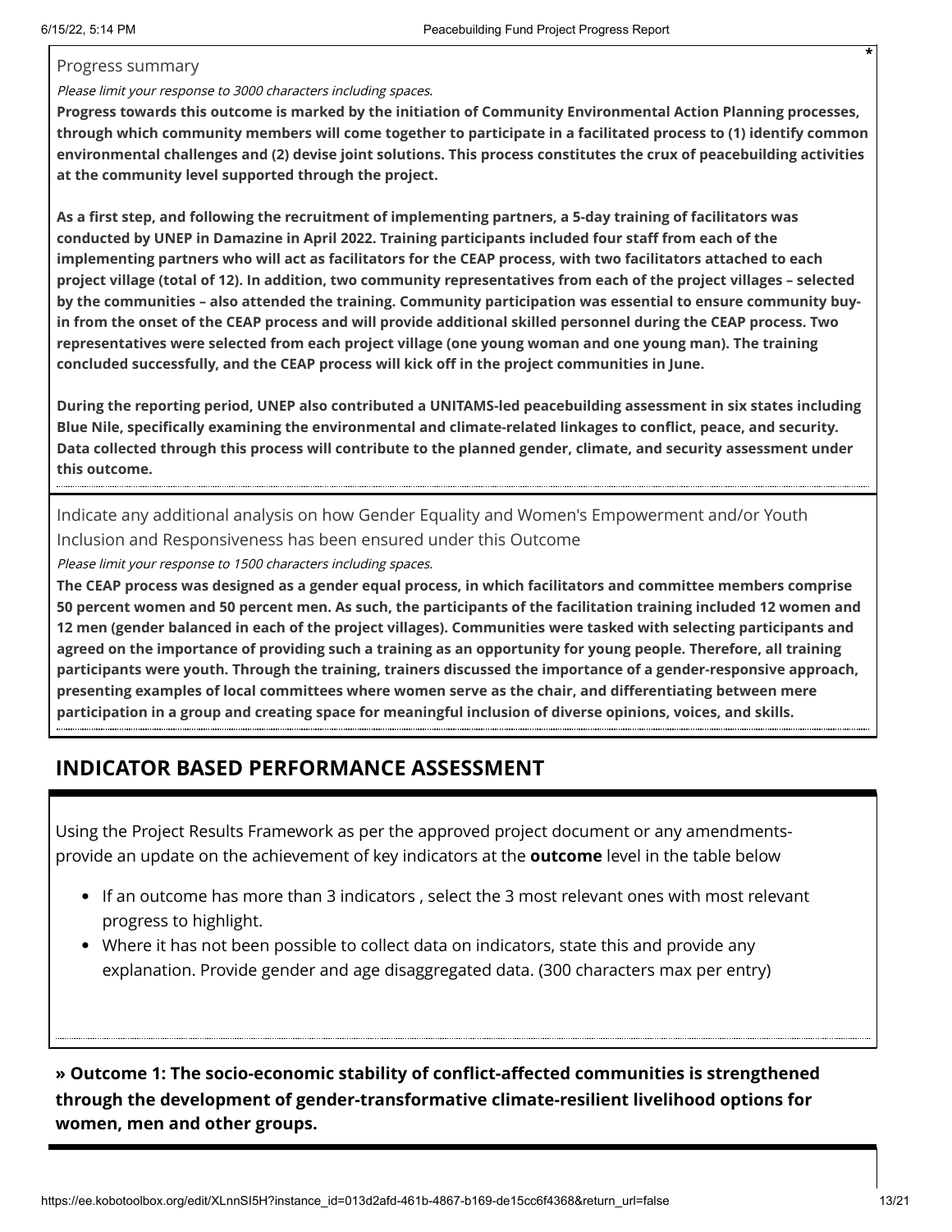Progress summary

*Please limit your response to 3000 characters including spaces.*

**Progress towards this outcome is marked by the initiation of Community Environmental Action Planning processes, through which community members will come together to participate in a facilitated process to (1) identify common environmental challenges and (2) devise joint solutions. This process constitutes the crux of peacebuilding activities at the community level supported through the project.**

**As a first step, and following the recruitment of implementing partners, a 5-day training of facilitators was conducted by UNEP in Damazine in April 2022. Training participants included four staff from each of the implementing partners who will act as facilitators for the CEAP process, with two facilitators attached to each project village (total of 12). In addition, two community representatives from each of the project villages – selected by the communities – also attended the training. Community participation was essential to ensure community buy-in from the onset of the CEAP process and will provide additional skilled personnel during the CEAP process. Two representatives were selected from each project village (one young woman and one young man). The training concluded successfully, and the CEAP process will kick off in the project communities in June.**

**During the reporting period, UNEP also contributed a UNITAMS-led peacebuilding assessment in six states including Blue Nile, specifically examining the environmental and climate-related linkages to conflict, peace, and security. Data collected through this process will contribute to the planned gender, climate, and security assessment under this outcome.**

Indicate any additional analysis on how Gender Equality and Women's Empowerment and/or Youth Inclusion and Responsiveness has been ensured under this Outcome

*Please limit your response to 1500 characters including spaces.*

**The CEAP process was designed as a gender equal process, in which facilitators and committee members comprise 50 percent women and 50 percent men. As such, the participants of the facilitation training included 12 women and 12 men (gender balanced in each of the project villages). Communities were tasked with selecting participants and agreed on the importance of providing such a training as an opportunity for young people. Therefore, all training participants were youth. Through the training, trainers discussed the importance of a gender-responsive approach, presenting examples of local committees where women serve as the chair, and differentiating between mere participation in a group and creating space for meaningful inclusion of diverse opinions, voices, and skills.**

## INDICATOR BASED PERFORMANCE ASSESSMENT

Using the Project Results Framework as per the approved project document or any amendments- provide an update on the achievement of key indicators at the **outcome** level in the table below

- If an outcome has more than 3 indicators , select the 3 most relevant ones with most relevant progress to highlight.
- Where it has not been possible to collect data on indicators, state this and provide any explanation. Provide gender and age disaggregated data. (300 characters max per entry)

### » Outcome 1: The socio-economic stability of conflict-affected communities is strengthened through the development of gender-transformative climate-resilient livelihood options for women, men and other groups.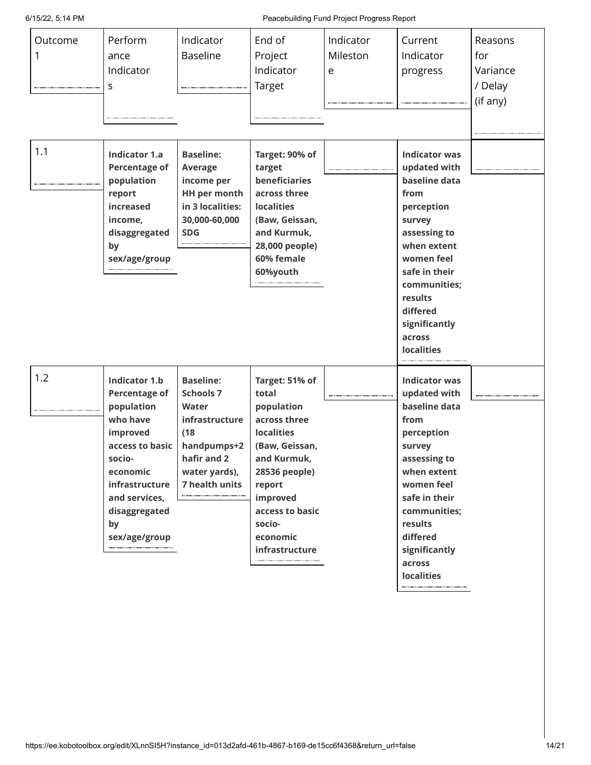| Outcome 1 | Performance Indicators | Indicator Baseline | End of Project Indicator Target | Indicator Milestone | Current Indicator progress | Reasons for Variance / Delay (if any) |
| --- | --- | --- | --- | --- | --- | --- |
| 1.1 | **Indicator 1.a Percentage of population report increased income, disaggregated by sex/age/group** | **Baseline: Average income per HH per month in 3 localities: 30,000-60,000 SDG** | **Target: 90% of target beneficiaries across three localities (Baw, Geissan, and Kurmuk, 28,000 people) 60% female 60%youth** | | **Indicator was updated with baseline data from perception survey assessing to when extent women feel safe in their communities; results differed significantly across localities** | |
| 1.2 | **Indicator 1.b Percentage of population who have improved access to basic socio-economic infrastructure and services, disaggregated by sex/age/group** | **Baseline: Schools 7 Water infrastructure (18 handpumps+2 hafir and 2 water yards), 7 health units** | **Target: 51% of total population across three localities (Baw, Geissan, and Kurmuk, 28536 people) report improved access to basic socio-economic infrastructure** | | **Indicator was updated with baseline data from perception survey assessing to when extent women feel safe in their communities; results differed significantly across localities** | |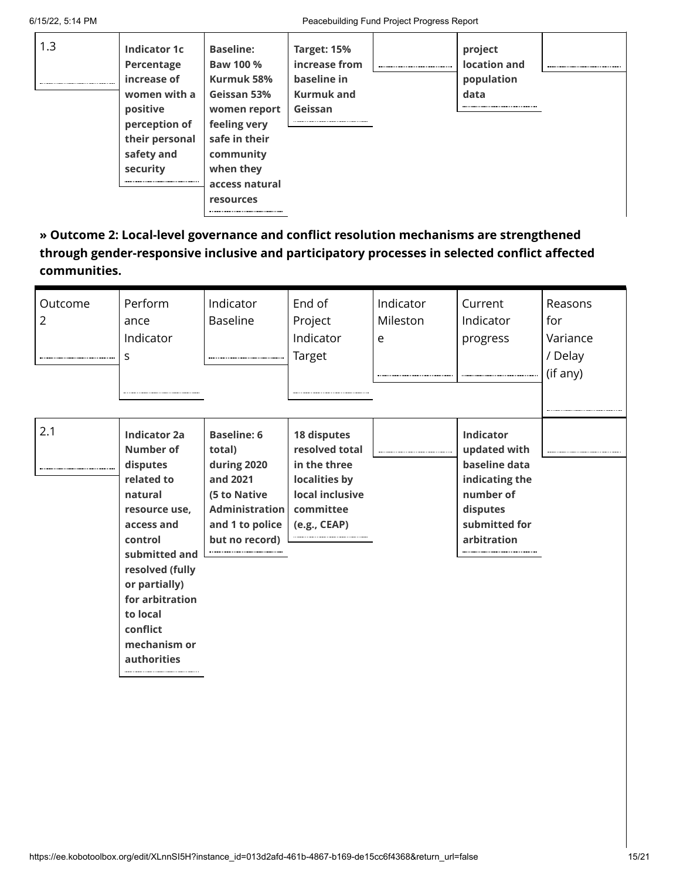| 1.3 | **Indicator 1c Percentage increase of women with a positive perception of their personal safety and security** | **Baseline: Baw 100 % Kurmuk 58% Geissan 53% women report feeling very safe in their community when they access natural resources** | **Target: 15% increase from baseline in Kurmuk and Geissan** | | **project location and population data** | |
|---|---|---|---|---|---|---|

**» Outcome 2: Local-level governance and conflict resolution mechanisms are strengthened through gender-responsive inclusive and participatory processes in selected conflict affected communities.**

| Outcome 2 | Performance Indicators | Indicator Baseline | End of Project Indicator Target | Indicator Milestone | Current Indicator progress | Reasons for Variance / Delay (if any) |
|---|---|---|---|---|---|---|
| 2.1 | **Indicator 2a Number of disputes related to natural resource use, access and control submitted and resolved (fully or partially) for arbitration to local conflict mechanism or authorities** | **Baseline: 6 total) during 2020 and 2021 (5 to Native Administration and 1 to police but no record)** | **18 disputes resolved total in the three localities by local inclusive committee (e.g., CEAP)** | | **Indicator updated with baseline data indicating the number of disputes submitted for arbitration** | |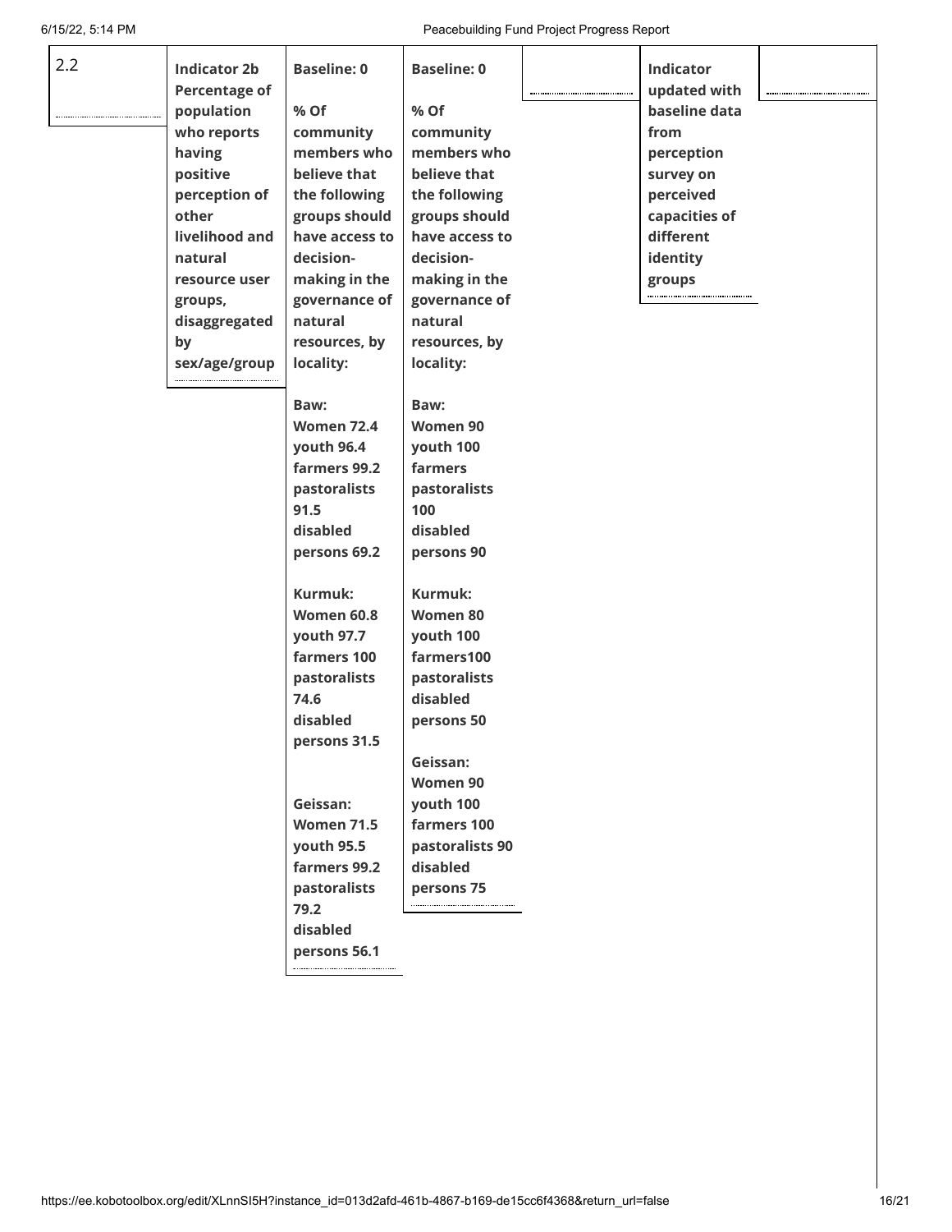| 2.2 | Indicator 2b Percentage of population who reports having positive perception of other livelihood and natural resource user groups, disaggregated by sex/age/group | Baseline: 0<br><br>% Of community members who believe that the following groups should have access to decision-making in the governance of natural resources, by locality:<br><br>Baw:<br>Women 72.4<br>youth 96.4<br>farmers 99.2<br>pastoralists 91.5<br>disabled persons 69.2<br><br>Kurmuk:<br>Women 60.8<br>youth 97.7<br>farmers 100<br>pastoralists 74.6<br>disabled persons 31.5<br><br>Geissan:<br>Women 71.5<br>youth 95.5<br>farmers 99.2<br>pastoralists 79.2<br>disabled persons 56.1 | Baseline: 0<br><br>% Of community members who believe that the following groups should have access to decision-making in the governance of natural resources, by locality:<br><br>Baw:<br>Women 90<br>youth 100<br>farmers<br>pastoralists 100<br>disabled persons 90<br><br>Kurmuk:<br>Women 80<br>youth 100<br>farmers100<br>pastoralists<br>disabled persons 50<br><br>Geissan:<br>Women 90<br>youth 100<br>farmers 100<br>pastoralists 90<br>disabled persons 75 | | Indicator updated with baseline data from perception survey on perceived capacities of different identity groups | |
|---|---|---|---|---|---|---|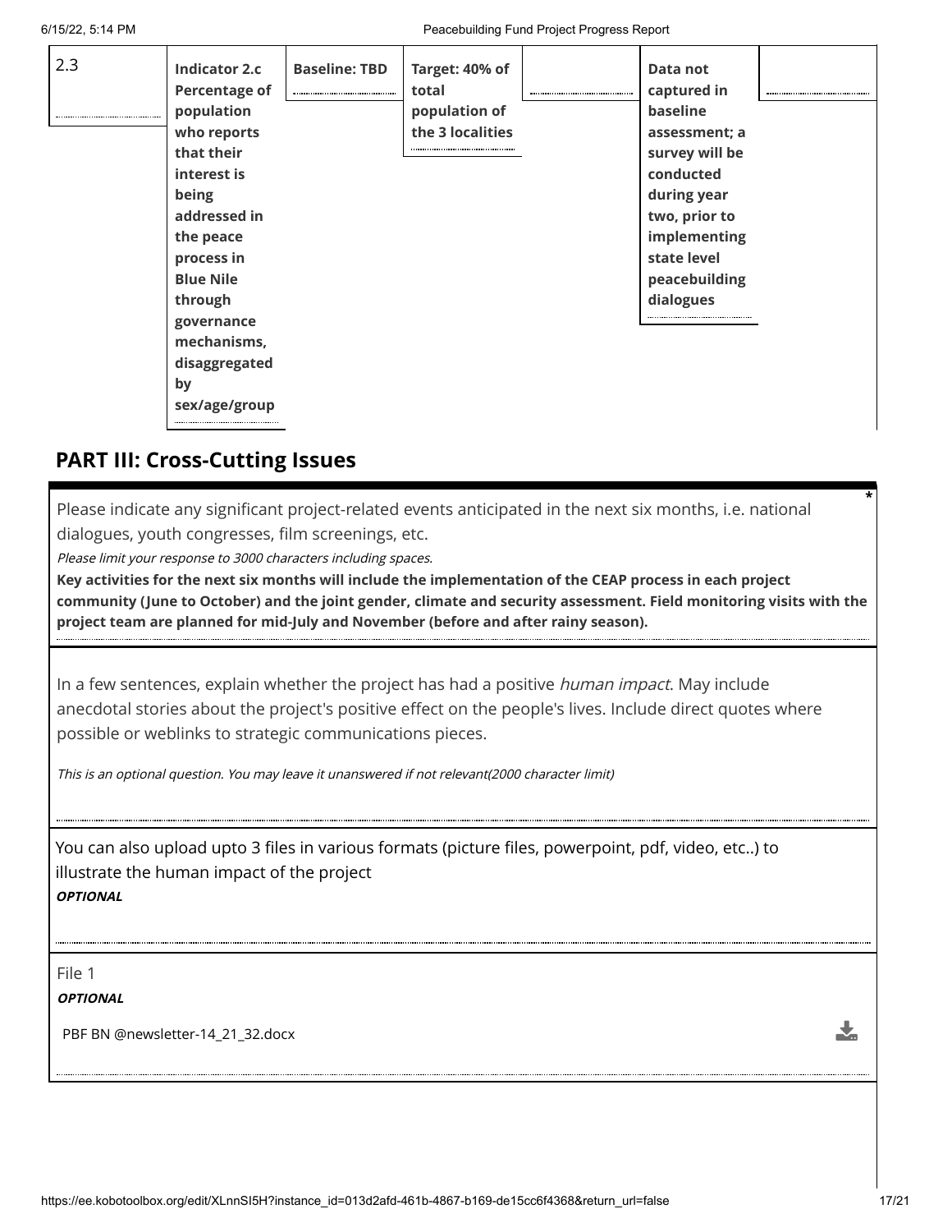| 2.3 | **Indicator 2.c Percentage of population who reports that their interest is being addressed in the peace process in Blue Nile through governance mechanisms, disaggregated by sex/age/group** | **Baseline: TBD** | **Target: 40% of total population of the 3 localities** | | **Data not captured in baseline assessment; a survey will be conducted during year two, prior to implementing state level peacebuilding dialogues** | |
|---|---|---|---|---|---|---|

## PART III: Cross-Cutting Issues

Please indicate any significant project-related events anticipated in the next six months, i.e. national dialogues, youth congresses, film screenings, etc. *

*Please limit your response to 3000 characters including spaces.*

**Key activities for the next six months will include the implementation of the CEAP process in each project community (June to October) and the joint gender, climate and security assessment. Field monitoring visits with the project team are planned for mid-July and November (before and after rainy season).**

In a few sentences, explain whether the project has had a positive *human impact*. May include anecdotal stories about the project's positive effect on the people's lives. Include direct quotes where possible or weblinks to strategic communications pieces.

*This is an optional question. You may leave it unanswered if not relevant(2000 character limit)*

You can also upload upto 3 files in various formats (picture files, powerpoint, pdf, video, etc..) to illustrate the human impact of the project

***OPTIONAL***

File 1

***OPTIONAL***

PBF BN @newsletter-14_21_32.docx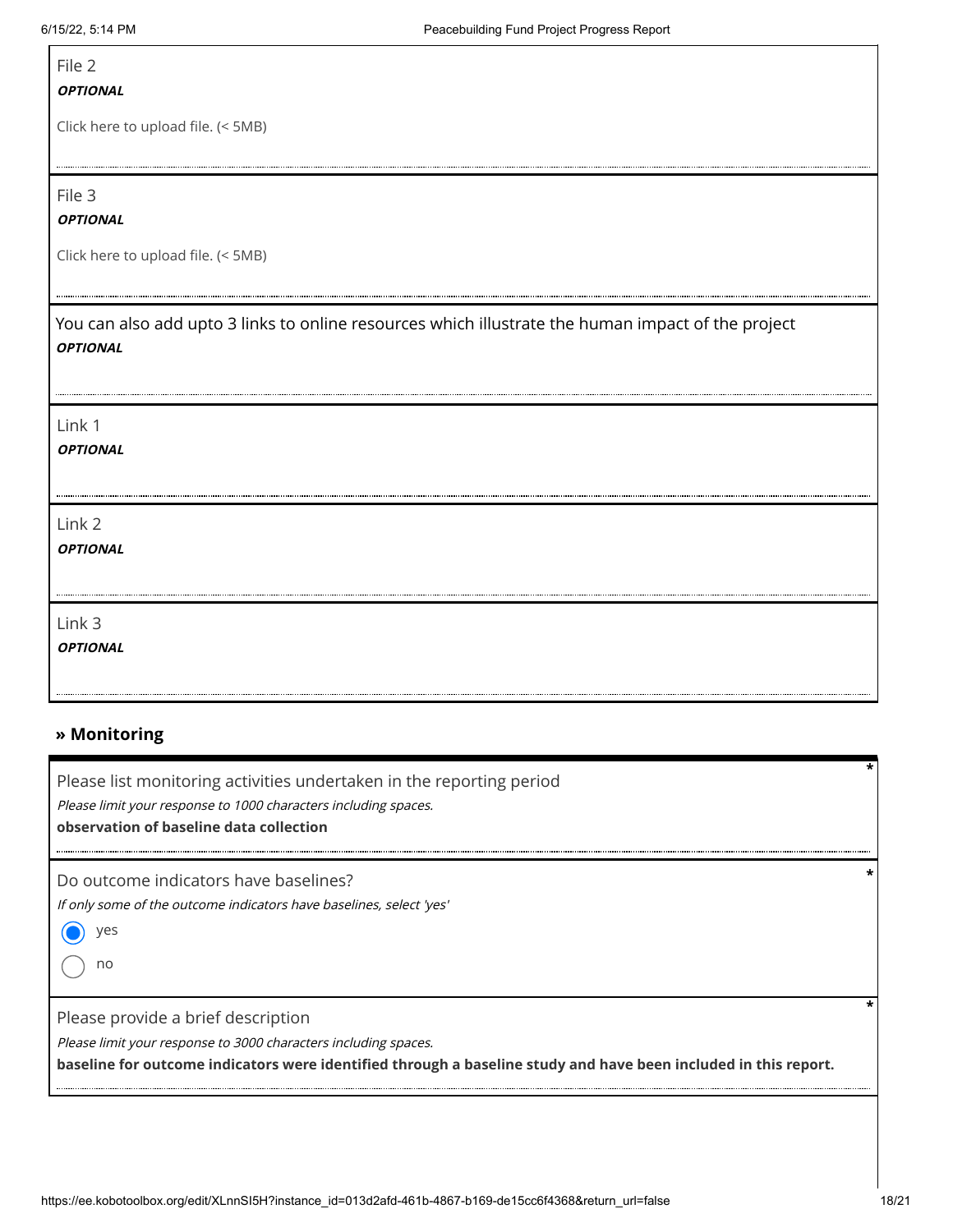File 2

***OPTIONAL***

Click here to upload file. (< 5MB)

File 3

***OPTIONAL***

Click here to upload file. (< 5MB)

You can also add upto 3 links to online resources which illustrate the human impact of the project

***OPTIONAL***

Link 1

***OPTIONAL***

Link 2

***OPTIONAL***

Link 3

***OPTIONAL***

## » Monitoring

Please list monitoring activities undertaken in the reporting period *

*Please limit your response to 1000 characters including spaces.*

**observation of baseline data collection**

Do outcome indicators have baselines? *

*If only some of the outcome indicators have baselines, select 'yes'*

- (●) yes
- ( ) no

Please provide a brief description *

*Please limit your response to 3000 characters including spaces.*

**baseline for outcome indicators were identified through a baseline study and have been included in this report.**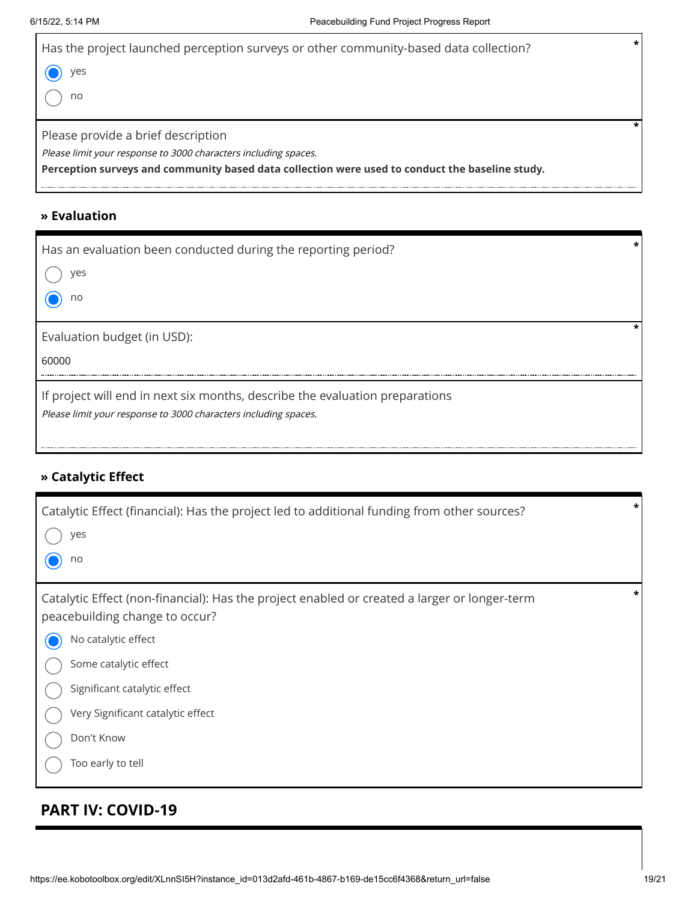Has the project launched perception surveys or other community-based data collection? *

- (●) yes
- ( ) no

Please provide a brief description *

*Please limit your response to 3000 characters including spaces.*

**Perception surveys and community based data collection were used to conduct the baseline study.**

### » Evaluation

Has an evaluation been conducted during the reporting period? *

- ( ) yes
- (●) no

Evaluation budget (in USD): *

60000

If project will end in next six months, describe the evaluation preparations

*Please limit your response to 3000 characters including spaces.*

### » Catalytic Effect

Catalytic Effect (financial): Has the project led to additional funding from other sources? *

- ( ) yes
- (●) no

Catalytic Effect (non-financial): Has the project enabled or created a larger or longer-term peacebuilding change to occur? *

- (●) No catalytic effect
- ( ) Some catalytic effect
- ( ) Significant catalytic effect
- ( ) Very Significant catalytic effect
- ( ) Don't Know
- ( ) Too early to tell

## PART IV: COVID-19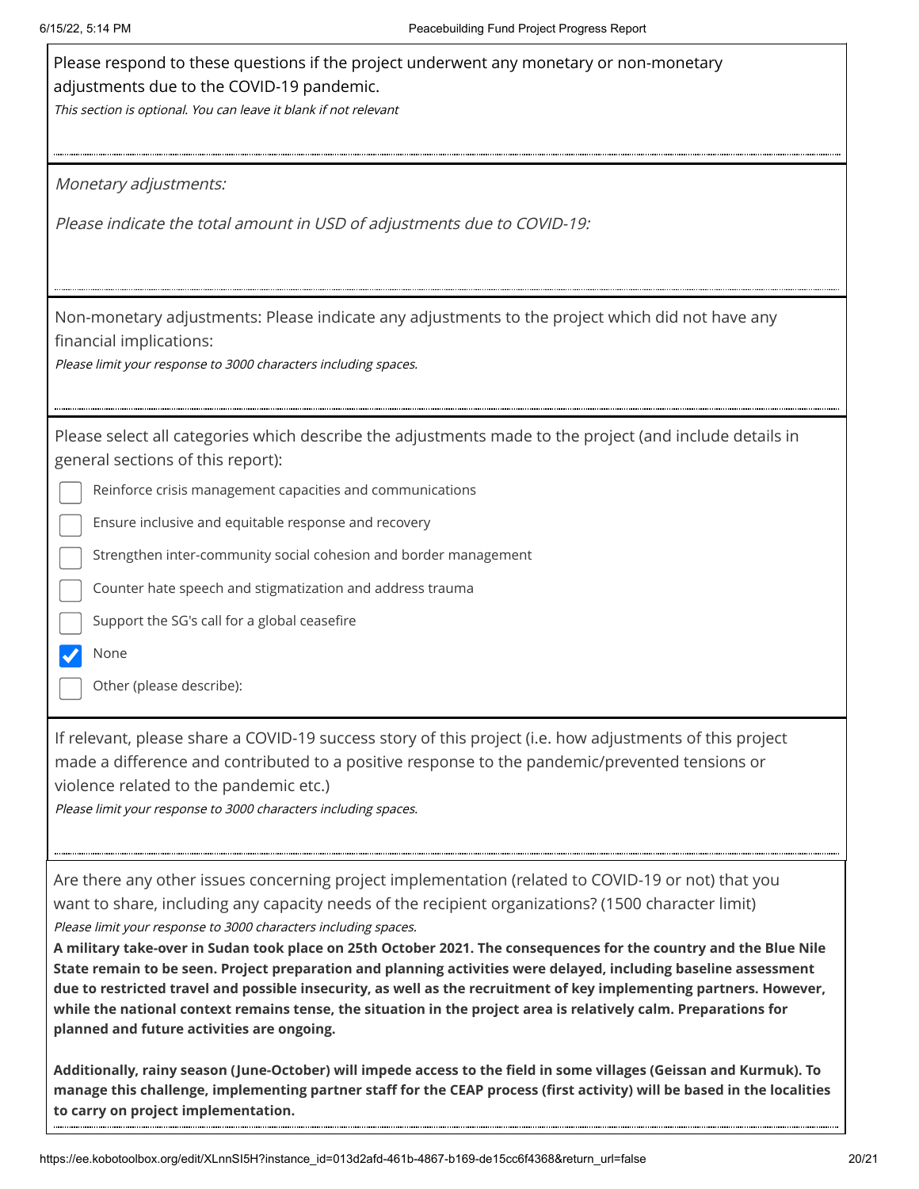Please respond to these questions if the project underwent any monetary or non-monetary adjustments due to the COVID-19 pandemic.

*This section is optional. You can leave it blank if not relevant*

*Monetary adjustments:*

*Please indicate the total amount in USD of adjustments due to COVID-19:*

Non-monetary adjustments: Please indicate any adjustments to the project which did not have any financial implications:

*Please limit your response to 3000 characters including spaces.*

Please select all categories which describe the adjustments made to the project (and include details in general sections of this report):

- [ ] Reinforce crisis management capacities and communications
- [ ] Ensure inclusive and equitable response and recovery
- [ ] Strengthen inter-community social cohesion and border management
- [ ] Counter hate speech and stigmatization and address trauma
- [ ] Support the SG's call for a global ceasefire
- [x] None
- [ ] Other (please describe):

If relevant, please share a COVID-19 success story of this project (i.e. how adjustments of this project made a difference and contributed to a positive response to the pandemic/prevented tensions or violence related to the pandemic etc.)

*Please limit your response to 3000 characters including spaces.*

Are there any other issues concerning project implementation (related to COVID-19 or not) that you want to share, including any capacity needs of the recipient organizations? (1500 character limit)

*Please limit your response to 3000 characters including spaces.*

**A military take-over in Sudan took place on 25th October 2021. The consequences for the country and the Blue Nile State remain to be seen. Project preparation and planning activities were delayed, including baseline assessment due to restricted travel and possible insecurity, as well as the recruitment of key implementing partners. However, while the national context remains tense, the situation in the project area is relatively calm. Preparations for planned and future activities are ongoing.**

**Additionally, rainy season (June-October) will impede access to the field in some villages (Geissan and Kurmuk). To manage this challenge, implementing partner staff for the CEAP process (first activity) will be based in the localities to carry on project implementation.**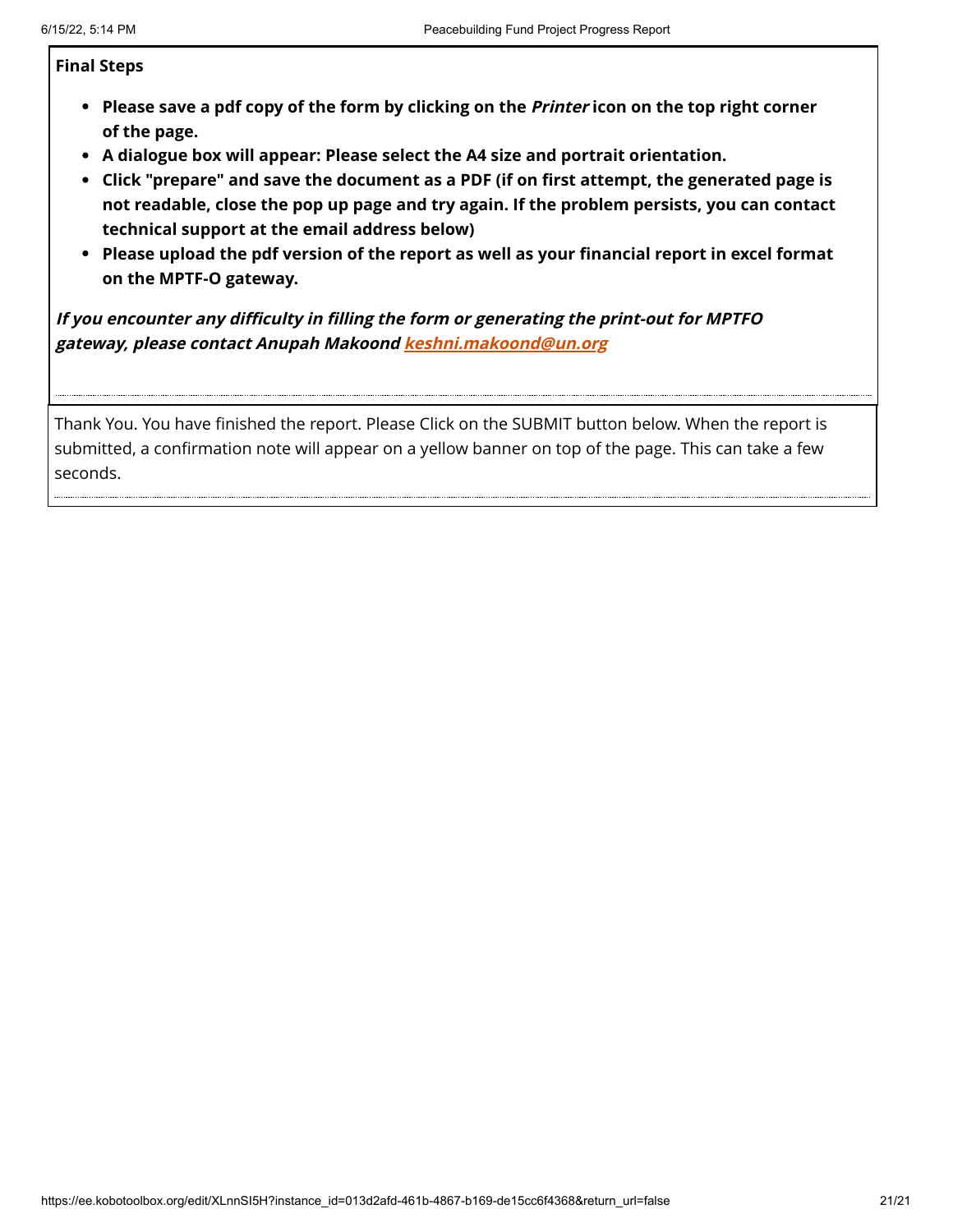**Final Steps**

- **Please save a pdf copy of the form by clicking on the *Printer* icon on the top right corner of the page.**
- **A dialogue box will appear: Please select the A4 size and portrait orientation.**
- **Click "prepare" and save the document as a PDF (if on first attempt, the generated page is not readable, close the pop up page and try again. If the problem persists, you can contact technical support at the email address below)**
- **Please upload the pdf version of the report as well as your financial report in excel format on the MPTF-O gateway.**

***If you encounter any difficulty in filling the form or generating the print-out for MPTFO gateway, please contact Anupah Makoond [keshni.makoond@un.org](mailto:keshni.makoond@un.org)***

Thank You. You have finished the report. Please Click on the SUBMIT button below. When the report is submitted, a confirmation note will appear on a yellow banner on top of the page. This can take a few seconds.